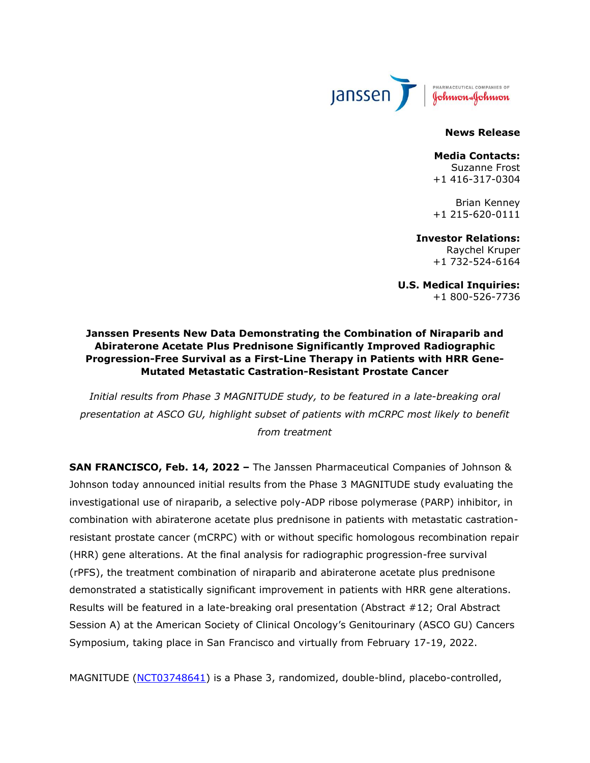**News Release**

**Media Contacts:**
Suzanne Frost
+1 416-317-0304

Brian Kenney
+1 215-620-0111

**Investor Relations:**
Raychel Kruper
+1 732-524-6164

**U.S. Medical Inquiries:**
+1 800-526-7736

# Janssen Presents New Data Demonstrating the Combination of Niraparib and Abiraterone Acetate Plus Prednisone Significantly Improved Radiographic Progression-Free Survival as a First-Line Therapy in Patients with HRR Gene-Mutated Metastatic Castration-Resistant Prostate Cancer

*Initial results from Phase 3 MAGNITUDE study, to be featured in a late-breaking oral presentation at ASCO GU, highlight subset of patients with mCRPC most likely to benefit from treatment*

**SAN FRANCISCO, Feb. 14, 2022 –** The Janssen Pharmaceutical Companies of Johnson & Johnson today announced initial results from the Phase 3 MAGNITUDE study evaluating the investigational use of niraparib, a selective poly-ADP ribose polymerase (PARP) inhibitor, in combination with abiraterone acetate plus prednisone in patients with metastatic castration-resistant prostate cancer (mCRPC) with or without specific homologous recombination repair (HRR) gene alterations. At the final analysis for radiographic progression-free survival (rPFS), the treatment combination of niraparib and abiraterone acetate plus prednisone demonstrated a statistically significant improvement in patients with HRR gene alterations. Results will be featured in a late-breaking oral presentation (Abstract #12; Oral Abstract Session A) at the American Society of Clinical Oncology's Genitourinary (ASCO GU) Cancers Symposium, taking place in San Francisco and virtually from February 17-19, 2022.

MAGNITUDE (NCT03748641) is a Phase 3, randomized, double-blind, placebo-controlled,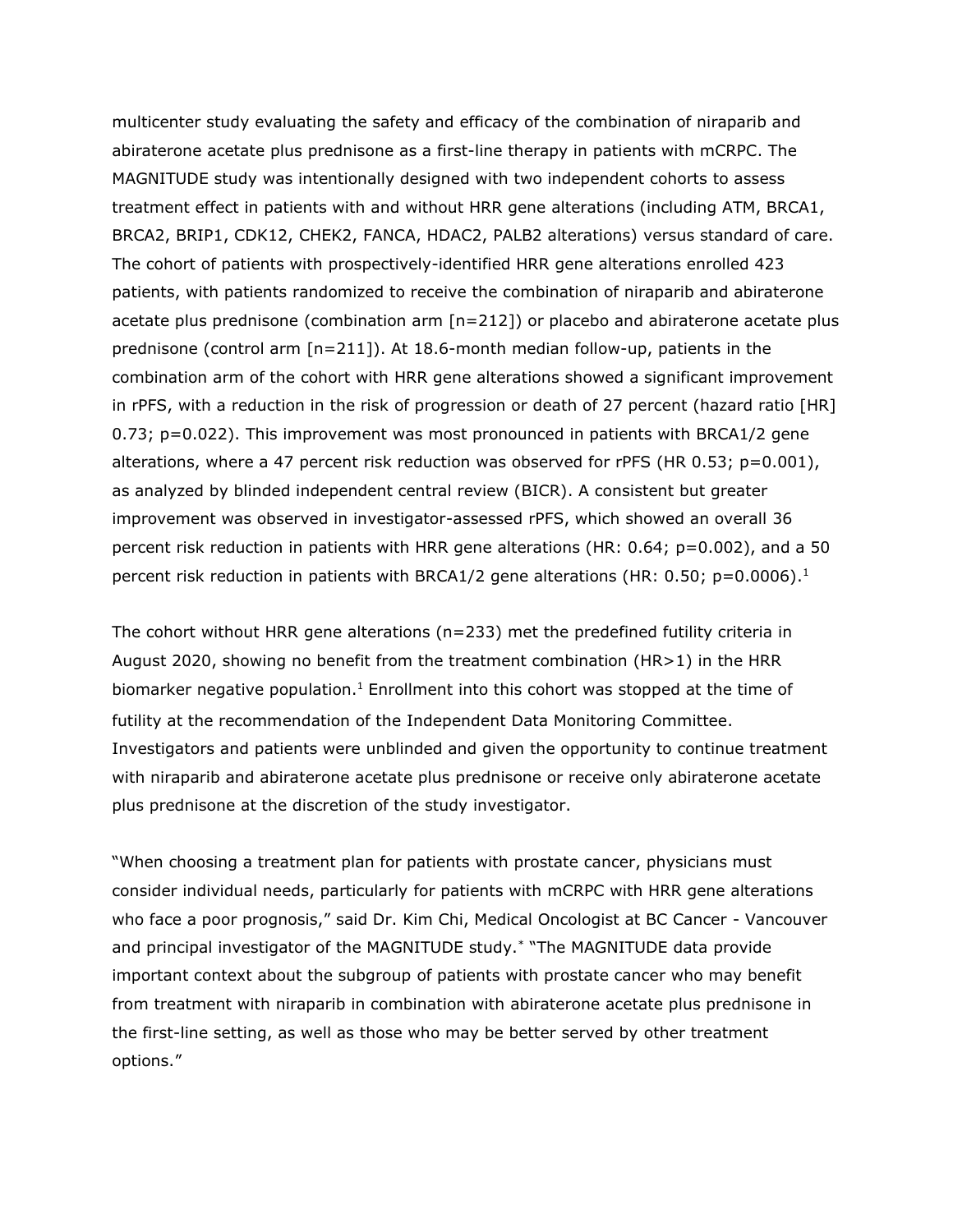multicenter study evaluating the safety and efficacy of the combination of niraparib and abiraterone acetate plus prednisone as a first-line therapy in patients with mCRPC. The MAGNITUDE study was intentionally designed with two independent cohorts to assess treatment effect in patients with and without HRR gene alterations (including ATM, BRCA1, BRCA2, BRIP1, CDK12, CHEK2, FANCA, HDAC2, PALB2 alterations) versus standard of care. The cohort of patients with prospectively-identified HRR gene alterations enrolled 423 patients, with patients randomized to receive the combination of niraparib and abiraterone acetate plus prednisone (combination arm [n=212]) or placebo and abiraterone acetate plus prednisone (control arm [n=211]). At 18.6-month median follow-up, patients in the combination arm of the cohort with HRR gene alterations showed a significant improvement in rPFS, with a reduction in the risk of progression or death of 27 percent (hazard ratio [HR] 0.73; p=0.022). This improvement was most pronounced in patients with BRCA1/2 gene alterations, where a 47 percent risk reduction was observed for rPFS (HR 0.53; p=0.001), as analyzed by blinded independent central review (BICR). A consistent but greater improvement was observed in investigator-assessed rPFS, which showed an overall 36 percent risk reduction in patients with HRR gene alterations (HR: 0.64; p=0.002), and a 50 percent risk reduction in patients with BRCA1/2 gene alterations (HR: 0.50; p=0.0006).[1]

The cohort without HRR gene alterations (n=233) met the predefined futility criteria in August 2020, showing no benefit from the treatment combination (HR>1) in the HRR biomarker negative population.[1] Enrollment into this cohort was stopped at the time of futility at the recommendation of the Independent Data Monitoring Committee. Investigators and patients were unblinded and given the opportunity to continue treatment with niraparib and abiraterone acetate plus prednisone or receive only abiraterone acetate plus prednisone at the discretion of the study investigator.

"When choosing a treatment plan for patients with prostate cancer, physicians must consider individual needs, particularly for patients with mCRPC with HRR gene alterations who face a poor prognosis," said Dr. Kim Chi, Medical Oncologist at BC Cancer - Vancouver and principal investigator of the MAGNITUDE study.[*] "The MAGNITUDE data provide important context about the subgroup of patients with prostate cancer who may benefit from treatment with niraparib in combination with abiraterone acetate plus prednisone in the first-line setting, as well as those who may be better served by other treatment options."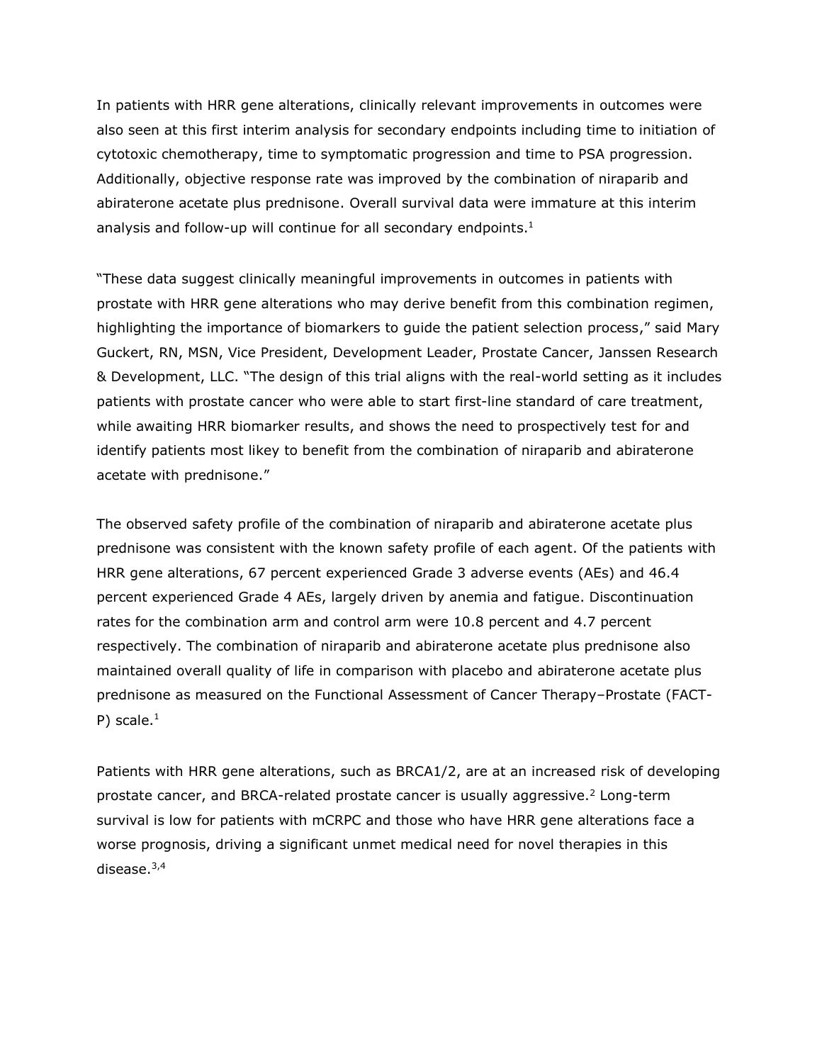In patients with HRR gene alterations, clinically relevant improvements in outcomes were also seen at this first interim analysis for secondary endpoints including time to initiation of cytotoxic chemotherapy, time to symptomatic progression and time to PSA progression. Additionally, objective response rate was improved by the combination of niraparib and abiraterone acetate plus prednisone. Overall survival data were immature at this interim analysis and follow-up will continue for all secondary endpoints.[1]

"These data suggest clinically meaningful improvements in outcomes in patients with prostate with HRR gene alterations who may derive benefit from this combination regimen, highlighting the importance of biomarkers to guide the patient selection process," said Mary Guckert, RN, MSN, Vice President, Development Leader, Prostate Cancer, Janssen Research & Development, LLC. "The design of this trial aligns with the real-world setting as it includes patients with prostate cancer who were able to start first-line standard of care treatment, while awaiting HRR biomarker results, and shows the need to prospectively test for and identify patients most likey to benefit from the combination of niraparib and abiraterone acetate with prednisone."

The observed safety profile of the combination of niraparib and abiraterone acetate plus prednisone was consistent with the known safety profile of each agent. Of the patients with HRR gene alterations, 67 percent experienced Grade 3 adverse events (AEs) and 46.4 percent experienced Grade 4 AEs, largely driven by anemia and fatigue. Discontinuation rates for the combination arm and control arm were 10.8 percent and 4.7 percent respectively. The combination of niraparib and abiraterone acetate plus prednisone also maintained overall quality of life in comparison with placebo and abiraterone acetate plus prednisone as measured on the Functional Assessment of Cancer Therapy–Prostate (FACT-P) scale.[1]

Patients with HRR gene alterations, such as BRCA1/2, are at an increased risk of developing prostate cancer, and BRCA-related prostate cancer is usually aggressive.[2] Long-term survival is low for patients with mCRPC and those who have HRR gene alterations face a worse prognosis, driving a significant unmet medical need for novel therapies in this disease.[3,4]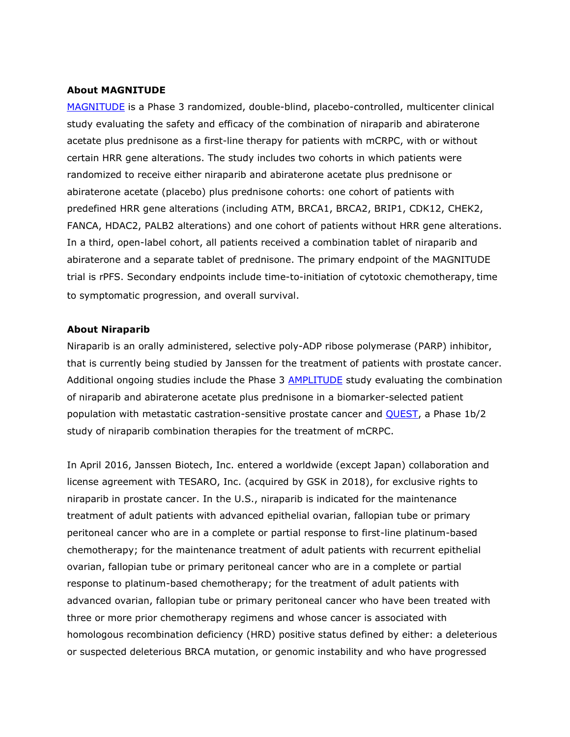**About MAGNITUDE**

MAGNITUDE is a Phase 3 randomized, double-blind, placebo-controlled, multicenter clinical study evaluating the safety and efficacy of the combination of niraparib and abiraterone acetate plus prednisone as a first-line therapy for patients with mCRPC, with or without certain HRR gene alterations. The study includes two cohorts in which patients were randomized to receive either niraparib and abiraterone acetate plus prednisone or abiraterone acetate (placebo) plus prednisone cohorts: one cohort of patients with predefined HRR gene alterations (including ATM, BRCA1, BRCA2, BRIP1, CDK12, CHEK2, FANCA, HDAC2, PALB2 alterations) and one cohort of patients without HRR gene alterations. In a third, open-label cohort, all patients received a combination tablet of niraparib and abiraterone and a separate tablet of prednisone. The primary endpoint of the MAGNITUDE trial is rPFS. Secondary endpoints include time-to-initiation of cytotoxic chemotherapy, time to symptomatic progression, and overall survival.

**About Niraparib**

Niraparib is an orally administered, selective poly-ADP ribose polymerase (PARP) inhibitor, that is currently being studied by Janssen for the treatment of patients with prostate cancer. Additional ongoing studies include the Phase 3 AMPLITUDE study evaluating the combination of niraparib and abiraterone acetate plus prednisone in a biomarker-selected patient population with metastatic castration-sensitive prostate cancer and QUEST, a Phase 1b/2 study of niraparib combination therapies for the treatment of mCRPC.

In April 2016, Janssen Biotech, Inc. entered a worldwide (except Japan) collaboration and license agreement with TESARO, Inc. (acquired by GSK in 2018), for exclusive rights to niraparib in prostate cancer. In the U.S., niraparib is indicated for the maintenance treatment of adult patients with advanced epithelial ovarian, fallopian tube or primary peritoneal cancer who are in a complete or partial response to first-line platinum-based chemotherapy; for the maintenance treatment of adult patients with recurrent epithelial ovarian, fallopian tube or primary peritoneal cancer who are in a complete or partial response to platinum-based chemotherapy; for the treatment of adult patients with advanced ovarian, fallopian tube or primary peritoneal cancer who have been treated with three or more prior chemotherapy regimens and whose cancer is associated with homologous recombination deficiency (HRD) positive status defined by either: a deleterious or suspected deleterious BRCA mutation, or genomic instability and who have progressed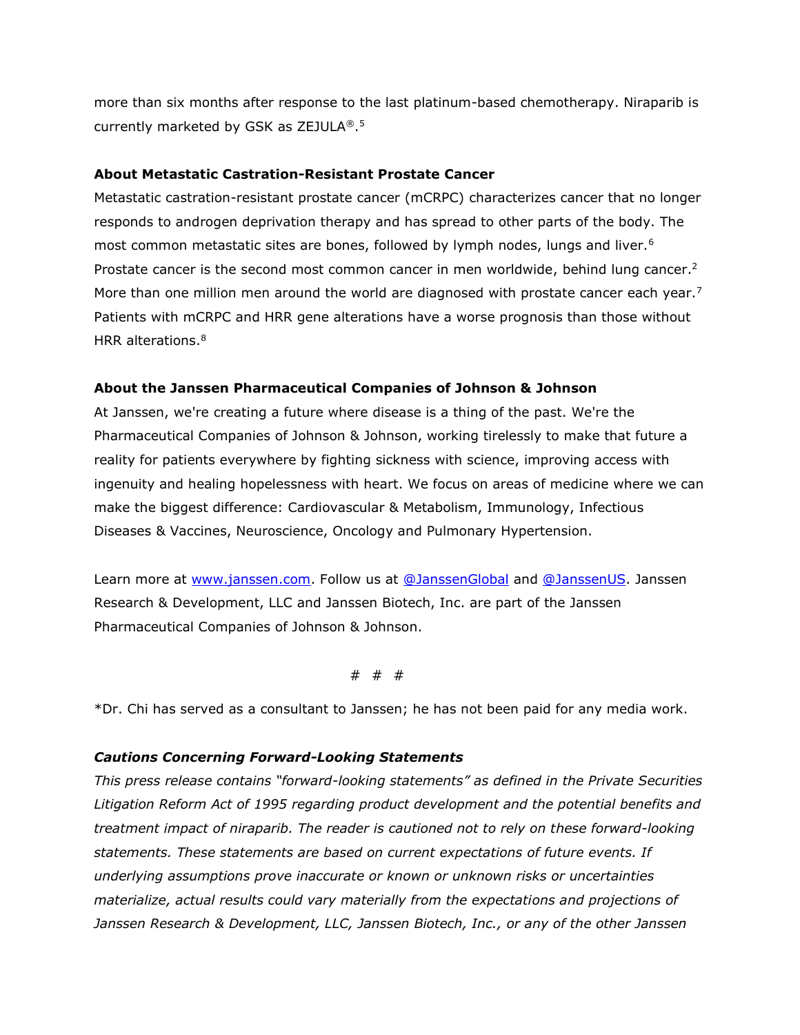more than six months after response to the last platinum-based chemotherapy. Niraparib is currently marketed by GSK as ZEJULA®.[5]

**About Metastatic Castration-Resistant Prostate Cancer**

Metastatic castration-resistant prostate cancer (mCRPC) characterizes cancer that no longer responds to androgen deprivation therapy and has spread to other parts of the body. The most common metastatic sites are bones, followed by lymph nodes, lungs and liver.[6] Prostate cancer is the second most common cancer in men worldwide, behind lung cancer.[2] More than one million men around the world are diagnosed with prostate cancer each year.[7] Patients with mCRPC and HRR gene alterations have a worse prognosis than those without HRR alterations.[8]

**About the Janssen Pharmaceutical Companies of Johnson & Johnson**

At Janssen, we're creating a future where disease is a thing of the past. We're the Pharmaceutical Companies of Johnson & Johnson, working tirelessly to make that future a reality for patients everywhere by fighting sickness with science, improving access with ingenuity and healing hopelessness with heart. We focus on areas of medicine where we can make the biggest difference: Cardiovascular & Metabolism, Immunology, Infectious Diseases & Vaccines, Neuroscience, Oncology and Pulmonary Hypertension.

Learn more at www.janssen.com. Follow us at @JanssenGlobal and @JanssenUS. Janssen Research & Development, LLC and Janssen Biotech, Inc. are part of the Janssen Pharmaceutical Companies of Johnson & Johnson.

# # #

*Dr. Chi has served as a consultant to Janssen; he has not been paid for any media work.

***Cautions Concerning Forward-Looking Statements***

*This press release contains "forward-looking statements" as defined in the Private Securities Litigation Reform Act of 1995 regarding product development and the potential benefits and treatment impact of niraparib. The reader is cautioned not to rely on these forward-looking statements. These statements are based on current expectations of future events. If underlying assumptions prove inaccurate or known or unknown risks or uncertainties materialize, actual results could vary materially from the expectations and projections of Janssen Research & Development, LLC, Janssen Biotech, Inc., or any of the other Janssen*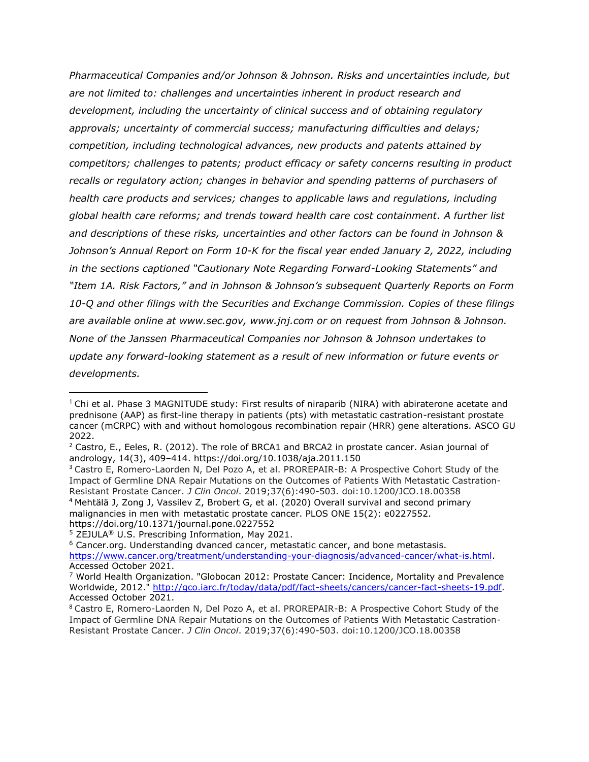*Pharmaceutical Companies and/or Johnson & Johnson. Risks and uncertainties include, but are not limited to: challenges and uncertainties inherent in product research and development, including the uncertainty of clinical success and of obtaining regulatory approvals; uncertainty of commercial success; manufacturing difficulties and delays; competition, including technological advances, new products and patents attained by competitors; challenges to patents; product efficacy or safety concerns resulting in product recalls or regulatory action; changes in behavior and spending patterns of purchasers of health care products and services; changes to applicable laws and regulations, including global health care reforms; and trends toward health care cost containment. A further list and descriptions of these risks, uncertainties and other factors can be found in Johnson & Johnson's Annual Report on Form 10-K for the fiscal year ended January 2, 2022, including in the sections captioned "Cautionary Note Regarding Forward-Looking Statements" and "Item 1A. Risk Factors," and in Johnson & Johnson's subsequent Quarterly Reports on Form 10-Q and other filings with the Securities and Exchange Commission. Copies of these filings are available online at www.sec.gov, www.jnj.com or on request from Johnson & Johnson. None of the Janssen Pharmaceutical Companies nor Johnson & Johnson undertakes to update any forward-looking statement as a result of new information or future events or developments.*

---

[1] Chi et al. Phase 3 MAGNITUDE study: First results of niraparib (NIRA) with abiraterone acetate and prednisone (AAP) as first-line therapy in patients (pts) with metastatic castration-resistant prostate cancer (mCRPC) with and without homologous recombination repair (HRR) gene alterations. ASCO GU 2022.

[2] Castro, E., Eeles, R. (2012). The role of BRCA1 and BRCA2 in prostate cancer. Asian journal of andrology, 14(3), 409–414. https://doi.org/10.1038/aja.2011.150

[3] Castro E, Romero-Laorden N, Del Pozo A, et al. PROREPAIR-B: A Prospective Cohort Study of the Impact of Germline DNA Repair Mutations on the Outcomes of Patients With Metastatic Castration-Resistant Prostate Cancer. *J Clin Oncol*. 2019;37(6):490-503. doi:10.1200/JCO.18.00358

[4] Mehtälä J, Zong J, Vassilev Z, Brobert G, et al. (2020) Overall survival and second primary malignancies in men with metastatic prostate cancer. PLOS ONE 15(2): e0227552. https://doi.org/10.1371/journal.pone.0227552

[5] ZEJULA® U.S. Prescribing Information, May 2021.

[6] Cancer.org. Understanding dvanced cancer, metastatic cancer, and bone metastasis. https://www.cancer.org/treatment/understanding-your-diagnosis/advanced-cancer/what-is.html. Accessed October 2021.

[7] World Health Organization. "Globocan 2012: Prostate Cancer: Incidence, Mortality and Prevalence Worldwide, 2012." http://gco.iarc.fr/today/data/pdf/fact-sheets/cancers/cancer-fact-sheets-19.pdf. Accessed October 2021.

[8] Castro E, Romero-Laorden N, Del Pozo A, et al. PROREPAIR-B: A Prospective Cohort Study of the Impact of Germline DNA Repair Mutations on the Outcomes of Patients With Metastatic Castration-Resistant Prostate Cancer. *J Clin Oncol*. 2019;37(6):490-503. doi:10.1200/JCO.18.00358